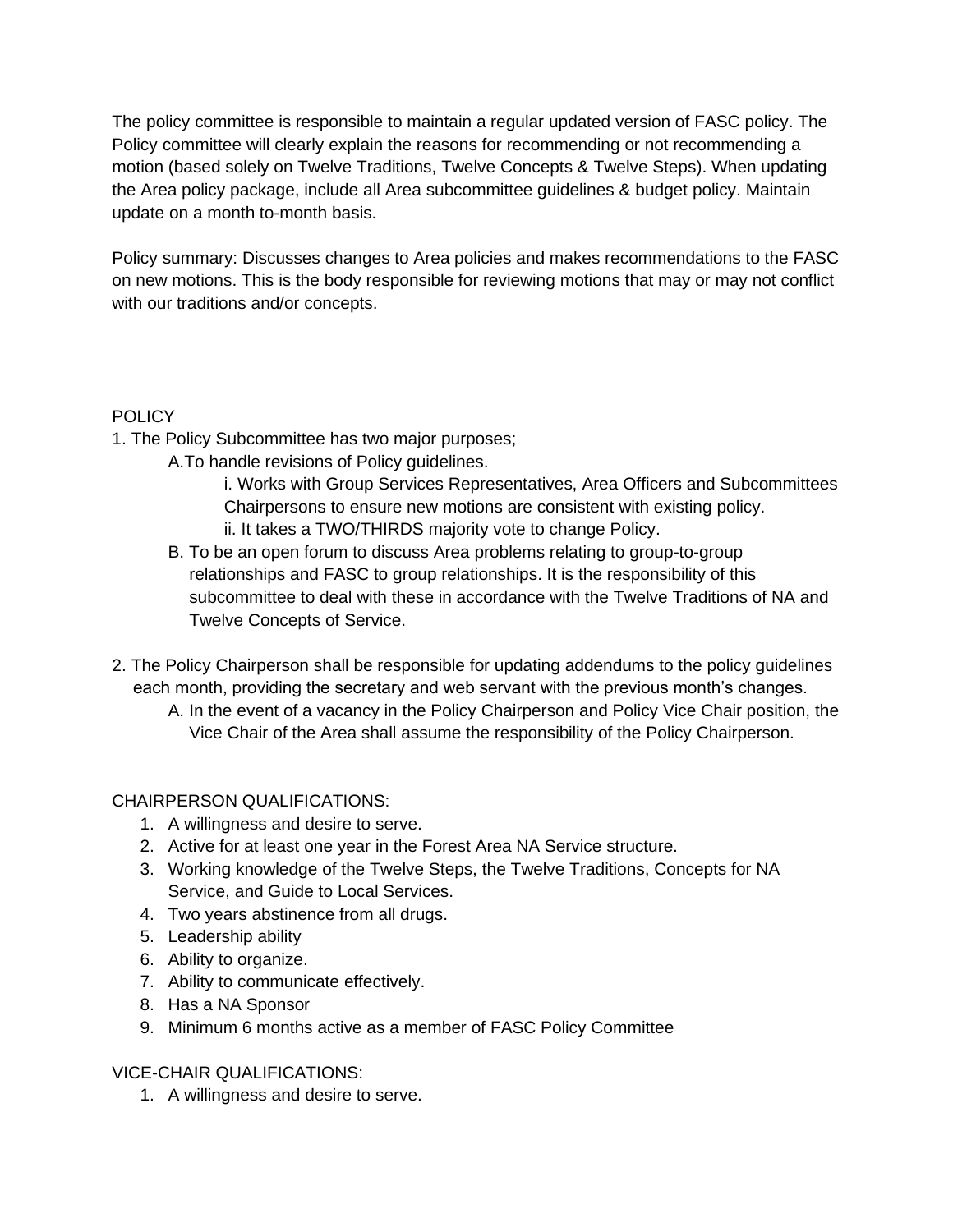The policy committee is responsible to maintain a regular updated version of FASC policy. The Policy committee will clearly explain the reasons for recommending or not recommending a motion (based solely on Twelve Traditions, Twelve Concepts & Twelve Steps). When updating the Area policy package, include all Area subcommittee guidelines & budget policy. Maintain update on a month to-month basis.

Policy summary: Discusses changes to Area policies and makes recommendations to the FASC on new motions. This is the body responsible for reviewing motions that may or may not conflict with our traditions and/or concepts.

POLICY

1. The Policy Subcommittee has two major purposes;
   - A. To handle revisions of Policy guidelines.
     - i. Works with Group Services Representatives, Area Officers and Subcommittees Chairpersons to ensure new motions are consistent with existing policy.
     - ii. It takes a TWO/THIRDS majority vote to change Policy.
   - B. To be an open forum to discuss Area problems relating to group-to-group relationships and FASC to group relationships. It is the responsibility of this subcommittee to deal with these in accordance with the Twelve Traditions of NA and Twelve Concepts of Service.

2. The Policy Chairperson shall be responsible for updating addendums to the policy guidelines each month, providing the secretary and web servant with the previous month's changes.
   - A. In the event of a vacancy in the Policy Chairperson and Policy Vice Chair position, the Vice Chair of the Area shall assume the responsibility of the Policy Chairperson.

CHAIRPERSON QUALIFICATIONS:

1. A willingness and desire to serve.
2. Active for at least one year in the Forest Area NA Service structure.
3. Working knowledge of the Twelve Steps, the Twelve Traditions, Concepts for NA Service, and Guide to Local Services.
4. Two years abstinence from all drugs.
5. Leadership ability
6. Ability to organize.
7. Ability to communicate effectively.
8. Has a NA Sponsor
9. Minimum 6 months active as a member of FASC Policy Committee

VICE-CHAIR QUALIFICATIONS:

1. A willingness and desire to serve.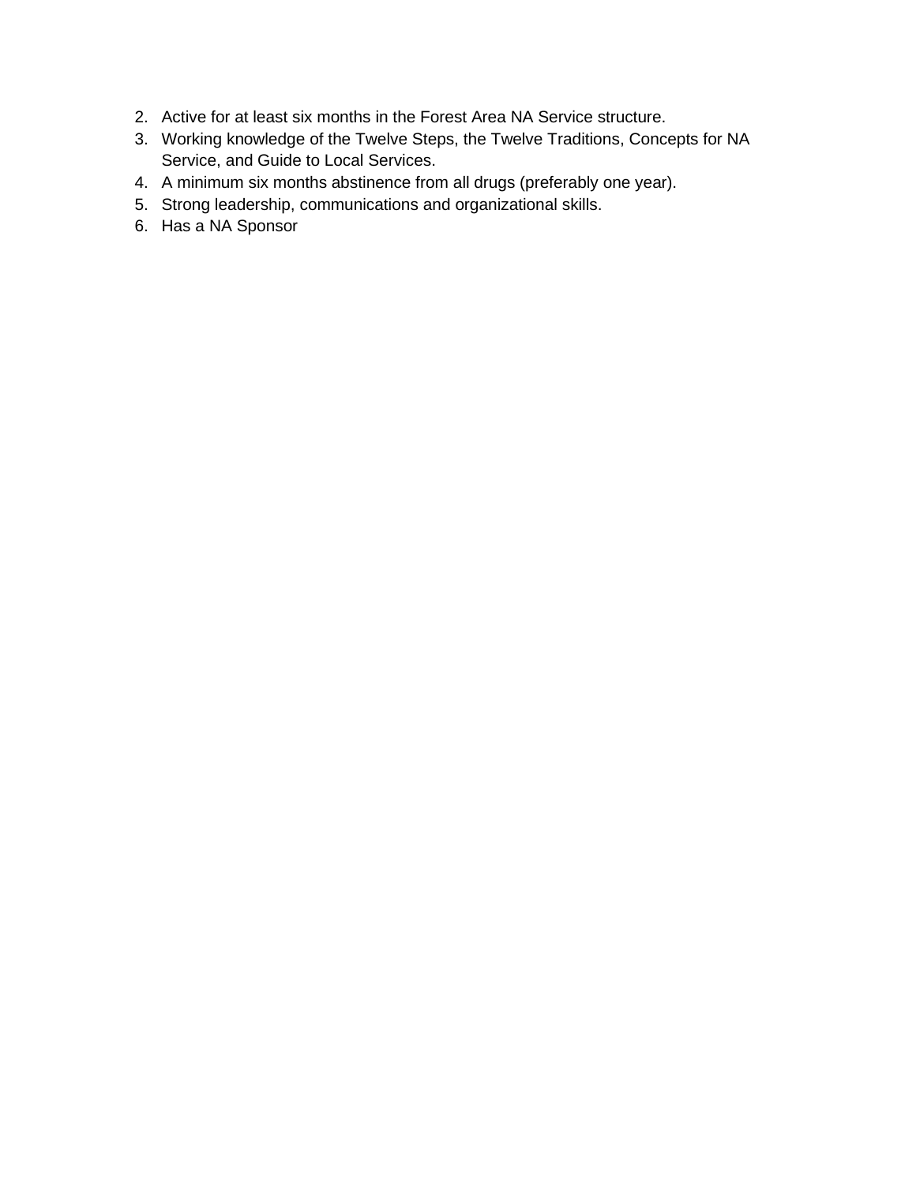2. Active for at least six months in the Forest Area NA Service structure.
3. Working knowledge of the Twelve Steps, the Twelve Traditions, Concepts for NA Service, and Guide to Local Services.
4. A minimum six months abstinence from all drugs (preferably one year).
5. Strong leadership, communications and organizational skills.
6. Has a NA Sponsor